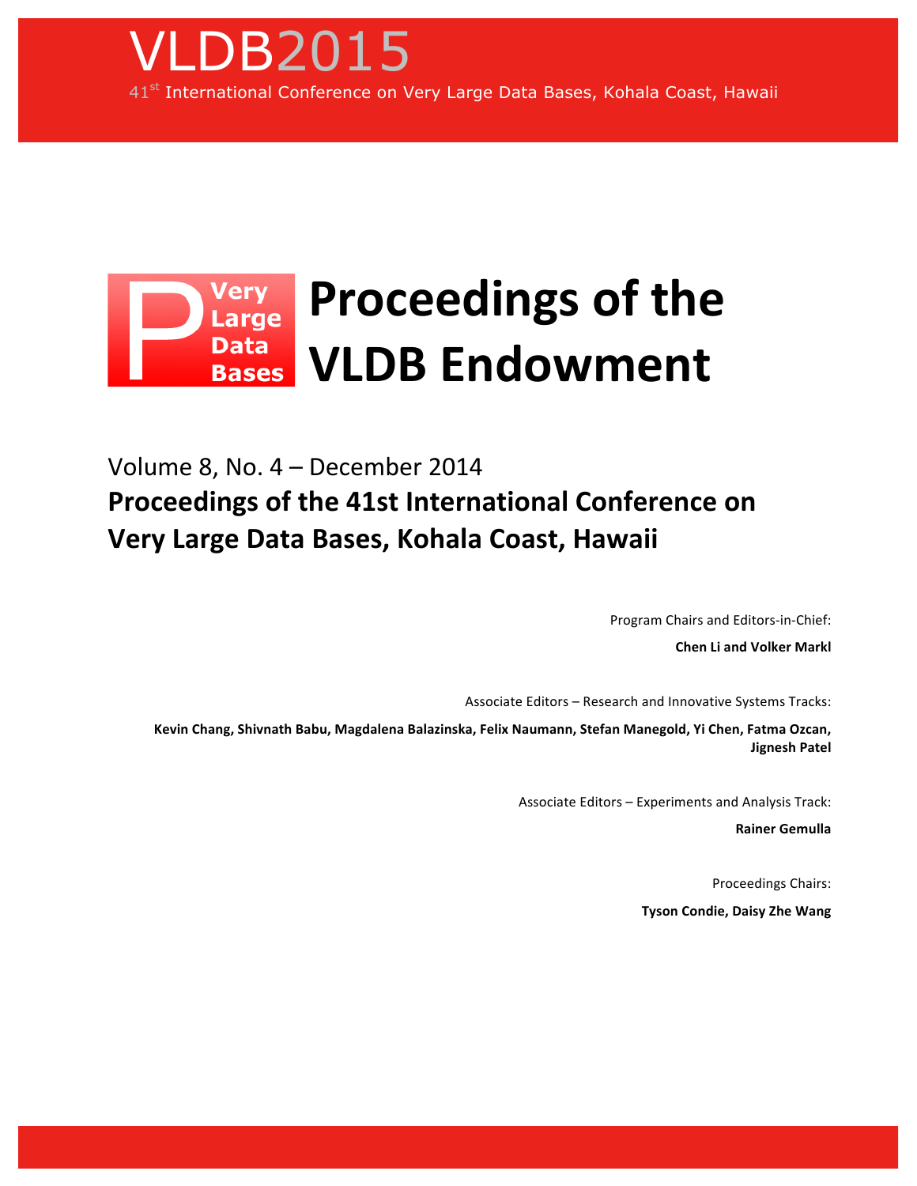# VLDB2015

41st International Conference on Very Large Data Bases, Kohala Coast, Hawaii

Very Large Data Bases

# Proceedings of the VLDB Endowment

Volume 8, No. 4 – December 2014

## Proceedings of the 41st International Conference on Very Large Data Bases, Kohala Coast, Hawaii

Program Chairs and Editors-in-Chief:

**Chen Li and Volker Markl**

Associate Editors – Research and Innovative Systems Tracks:

**Kevin Chang, Shivnath Babu, Magdalena Balazinska, Felix Naumann, Stefan Manegold, Yi Chen, Fatma Ozcan, Jignesh Patel**

Associate Editors – Experiments and Analysis Track:

**Rainer Gemulla**

Proceedings Chairs:

**Tyson Condie, Daisy Zhe Wang**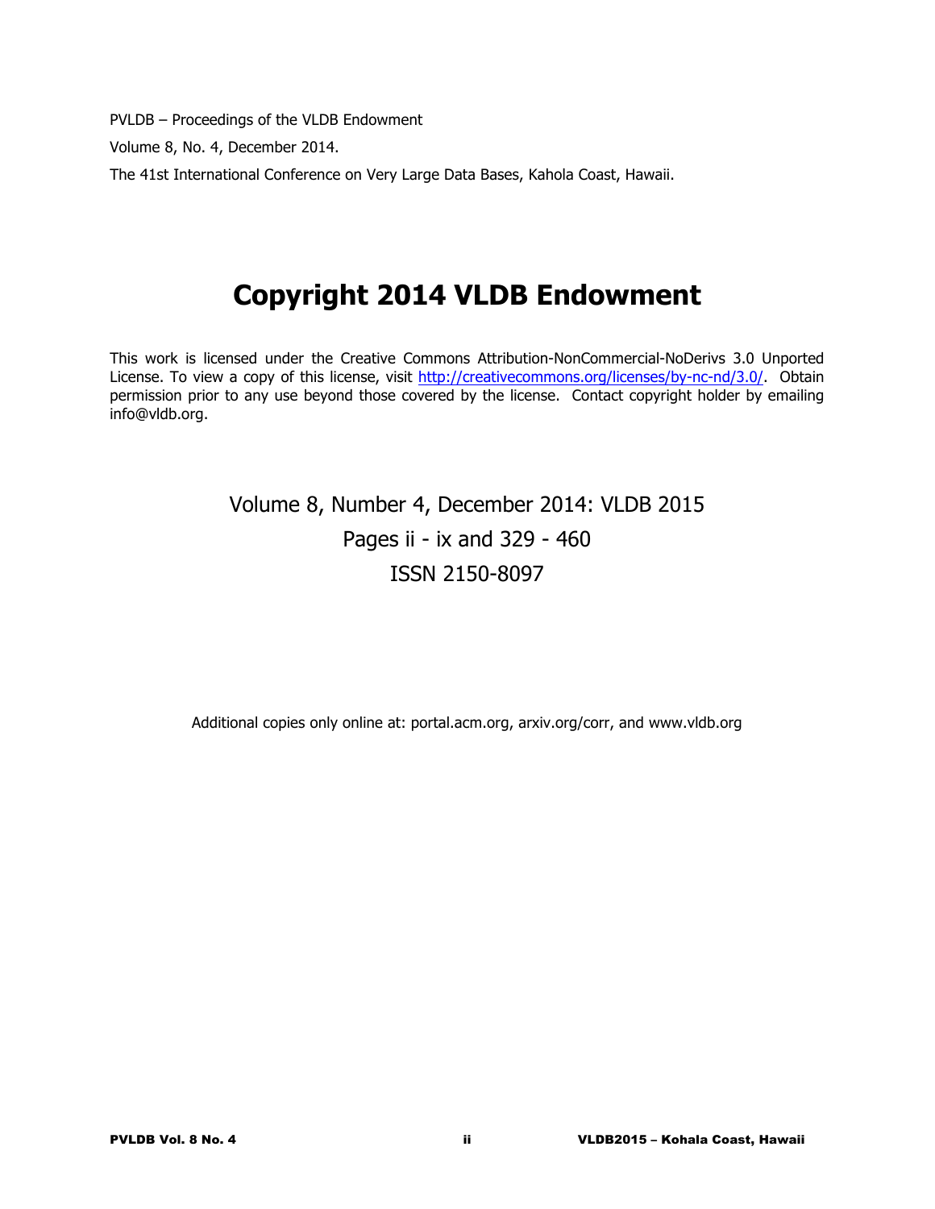PVLDB – Proceedings of the VLDB Endowment

Volume 8, No. 4, December 2014.

The 41st International Conference on Very Large Data Bases, Kahola Coast, Hawaii.

# Copyright 2014 VLDB Endowment

This work is licensed under the Creative Commons Attribution-NonCommercial-NoDerivs 3.0 Unported License. To view a copy of this license, visit http://creativecommons.org/licenses/by-nc-nd/3.0/. Obtain permission prior to any use beyond those covered by the license. Contact copyright holder by emailing info@vldb.org.

Volume 8, Number 4, December 2014: VLDB 2015

Pages ii - ix and 329 - 460

ISSN 2150-8097

Additional copies only online at: portal.acm.org, arxiv.org/corr, and www.vldb.org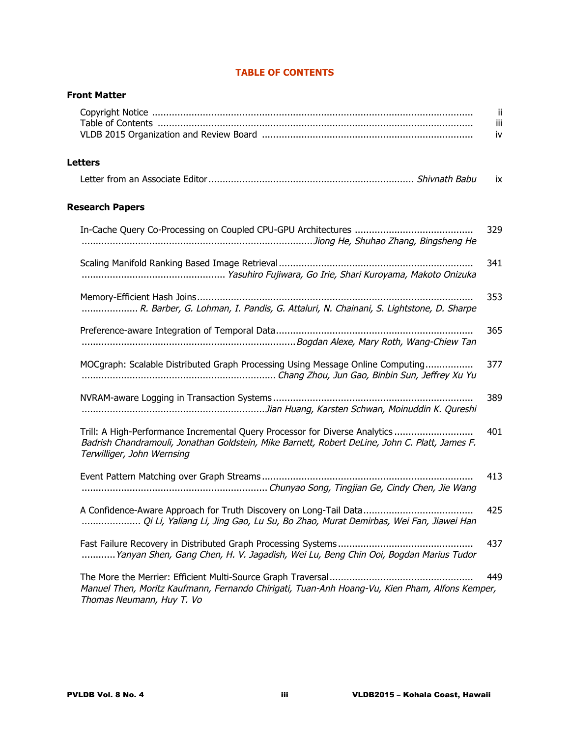# TABLE OF CONTENTS

## Front Matter

- Copyright Notice ..... ii
- Table of Contents ..... iii
- VLDB 2015 Organization and Review Board ..... iv

## Letters

- Letter from an Associate Editor ..... *Shivnath Babu* ..... ix

## Research Papers

- In-Cache Query Co-Processing on Coupled CPU-GPU Architectures ..... 329
  *Jiong He, Shuhao Zhang, Bingsheng He*

- Scaling Manifold Ranking Based Image Retrieval ..... 341
  *Yasuhiro Fujiwara, Go Irie, Shari Kuroyama, Makoto Onizuka*

- Memory-Efficient Hash Joins ..... 353
  *R. Barber, G. Lohman, I. Pandis, G. Attaluri, N. Chainani, S. Lightstone, D. Sharpe*

- Preference-aware Integration of Temporal Data ..... 365
  *Bogdan Alexe, Mary Roth, Wang-Chiew Tan*

- MOCgraph: Scalable Distributed Graph Processing Using Message Online Computing ..... 377
  *Chang Zhou, Jun Gao, Binbin Sun, Jeffrey Xu Yu*

- NVRAM-aware Logging in Transaction Systems ..... 389
  *Jian Huang, Karsten Schwan, Moinuddin K. Qureshi*

- Trill: A High-Performance Incremental Query Processor for Diverse Analytics ..... 401
  *Badrish Chandramouli, Jonathan Goldstein, Mike Barnett, Robert DeLine, John C. Platt, James F. Terwilliger, John Wernsing*

- Event Pattern Matching over Graph Streams ..... 413
  *Chunyao Song, Tingjian Ge, Cindy Chen, Jie Wang*

- A Confidence-Aware Approach for Truth Discovery on Long-Tail Data ..... 425
  *Qi Li, Yaliang Li, Jing Gao, Lu Su, Bo Zhao, Murat Demirbas, Wei Fan, Jiawei Han*

- Fast Failure Recovery in Distributed Graph Processing Systems ..... 437
  *Yanyan Shen, Gang Chen, H. V. Jagadish, Wei Lu, Beng Chin Ooi, Bogdan Marius Tudor*

- The More the Merrier: Efficient Multi-Source Graph Traversal ..... 449
  *Manuel Then, Moritz Kaufmann, Fernando Chirigati, Tuan-Anh Hoang-Vu, Kien Pham, Alfons Kemper, Thomas Neumann, Huy T. Vo*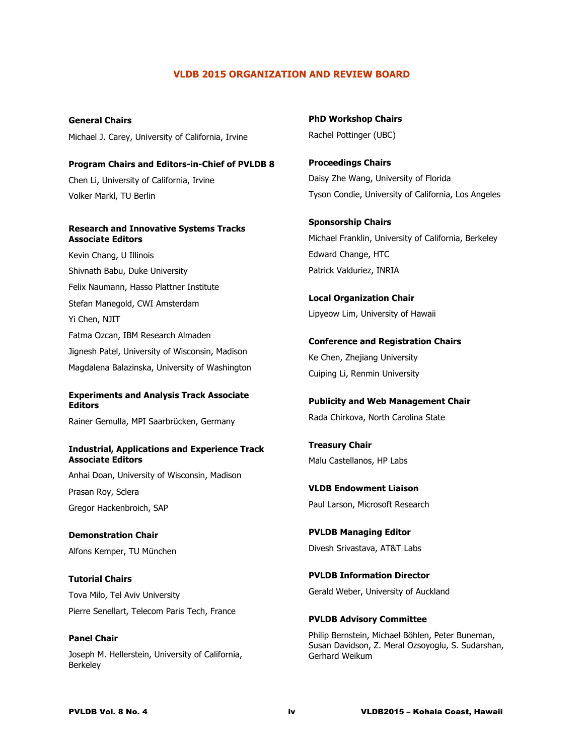# VLDB 2015 ORGANIZATION AND REVIEW BOARD

**General Chairs**

Michael J. Carey, University of California, Irvine

**Program Chairs and Editors-in-Chief of PVLDB 8**

Chen Li, University of California, Irvine

Volker Markl, TU Berlin

**Research and Innovative Systems Tracks Associate Editors**

Kevin Chang, U Illinois

Shivnath Babu, Duke University

Felix Naumann, Hasso Plattner Institute

Stefan Manegold, CWI Amsterdam

Yi Chen, NJIT

Fatma Ozcan, IBM Research Almaden

Jignesh Patel, University of Wisconsin, Madison

Magdalena Balazinska, University of Washington

**Experiments and Analysis Track Associate Editors**

Rainer Gemulla, MPI Saarbrücken, Germany

**Industrial, Applications and Experience Track Associate Editors**

Anhai Doan, University of Wisconsin, Madison

Prasan Roy, Sclera

Gregor Hackenbroich, SAP

**Demonstration Chair**

Alfons Kemper, TU München

**Tutorial Chairs**

Tova Milo, Tel Aviv University

Pierre Senellart, Telecom Paris Tech, France

**Panel Chair**

Joseph M. Hellerstein, University of California, Berkeley

**PhD Workshop Chairs**

Rachel Pottinger (UBC)

**Proceedings Chairs**

Daisy Zhe Wang, University of Florida

Tyson Condie, University of California, Los Angeles

**Sponsorship Chairs**

Michael Franklin, University of California, Berkeley

Edward Change, HTC

Patrick Valduriez, INRIA

**Local Organization Chair**

Lipyeow Lim, University of Hawaii

**Conference and Registration Chairs**

Ke Chen, Zhejiang University

Cuiping Li, Renmin University

**Publicity and Web Management Chair**

Rada Chirkova, North Carolina State

**Treasury Chair**

Malu Castellanos, HP Labs

**VLDB Endowment Liaison**

Paul Larson, Microsoft Research

**PVLDB Managing Editor**

Divesh Srivastava, AT&T Labs

**PVLDB Information Director**

Gerald Weber, University of Auckland

**PVLDB Advisory Committee**

Philip Bernstein, Michael Böhlen, Peter Buneman, Susan Davidson, Z. Meral Ozsoyoglu, S. Sudarshan, Gerhard Weikum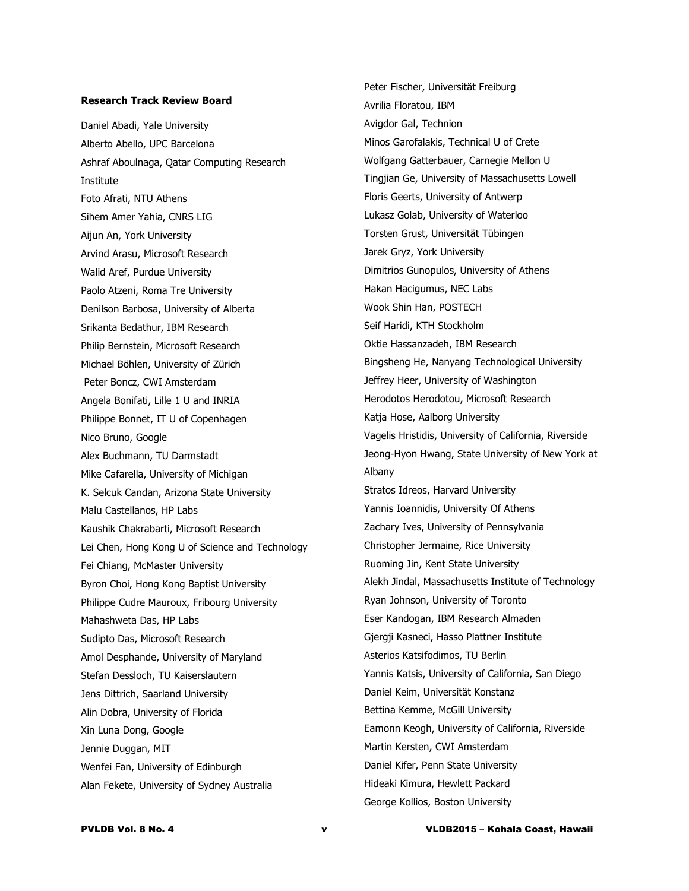**Research Track Review Board**

Daniel Abadi, Yale University
Alberto Abello, UPC Barcelona
Ashraf Aboulnaga, Qatar Computing Research Institute
Foto Afrati, NTU Athens
Sihem Amer Yahia, CNRS LIG
Aijun An, York University
Arvind Arasu, Microsoft Research
Walid Aref, Purdue University
Paolo Atzeni, Roma Tre University
Denilson Barbosa, University of Alberta
Srikanta Bedathur, IBM Research
Philip Bernstein, Microsoft Research
Michael Böhlen, University of Zürich
Peter Boncz, CWI Amsterdam
Angela Bonifati, Lille 1 U and INRIA
Philippe Bonnet, IT U of Copenhagen
Nico Bruno, Google
Alex Buchmann, TU Darmstadt
Mike Cafarella, University of Michigan
K. Selcuk Candan, Arizona State University
Malu Castellanos, HP Labs
Kaushik Chakrabarti, Microsoft Research
Lei Chen, Hong Kong U of Science and Technology
Fei Chiang, McMaster University
Byron Choi, Hong Kong Baptist University
Philippe Cudre Mauroux, Fribourg University
Mahashweta Das, HP Labs
Sudipto Das, Microsoft Research
Amol Desphande, University of Maryland
Stefan Dessloch, TU Kaiserslautern
Jens Dittrich, Saarland University
Alin Dobra, University of Florida
Xin Luna Dong, Google
Jennie Duggan, MIT
Wenfei Fan, University of Edinburgh
Alan Fekete, University of Sydney Australia
Peter Fischer, Universität Freiburg
Avrilia Floratou, IBM
Avigdor Gal, Technion
Minos Garofalakis, Technical U of Crete
Wolfgang Gatterbauer, Carnegie Mellon U
Tingjian Ge, University of Massachusetts Lowell
Floris Geerts, University of Antwerp
Lukasz Golab, University of Waterloo
Torsten Grust, Universität Tübingen
Jarek Gryz, York University
Dimitrios Gunopulos, University of Athens
Hakan Hacigumus, NEC Labs
Wook Shin Han, POSTECH
Seif Haridi, KTH Stockholm
Oktie Hassanzadeh, IBM Research
Bingsheng He, Nanyang Technological University
Jeffrey Heer, University of Washington
Herodotos Herodotou, Microsoft Research
Katja Hose, Aalborg University
Vagelis Hristidis, University of California, Riverside
Jeong-Hyon Hwang, State University of New York at Albany
Stratos Idreos, Harvard University
Yannis Ioannidis, University Of Athens
Zachary Ives, University of Pennsylvania
Christopher Jermaine, Rice University
Ruoming Jin, Kent State University
Alekh Jindal, Massachusetts Institute of Technology
Ryan Johnson, University of Toronto
Eser Kandogan, IBM Research Almaden
Gjergji Kasneci, Hasso Plattner Institute
Asterios Katsifodimos, TU Berlin
Yannis Katsis, University of California, San Diego
Daniel Keim, Universität Konstanz
Bettina Kemme, McGill University
Eamonn Keogh, University of California, Riverside
Martin Kersten, CWI Amsterdam
Daniel Kifer, Penn State University
Hideaki Kimura, Hewlett Packard
George Kollios, Boston University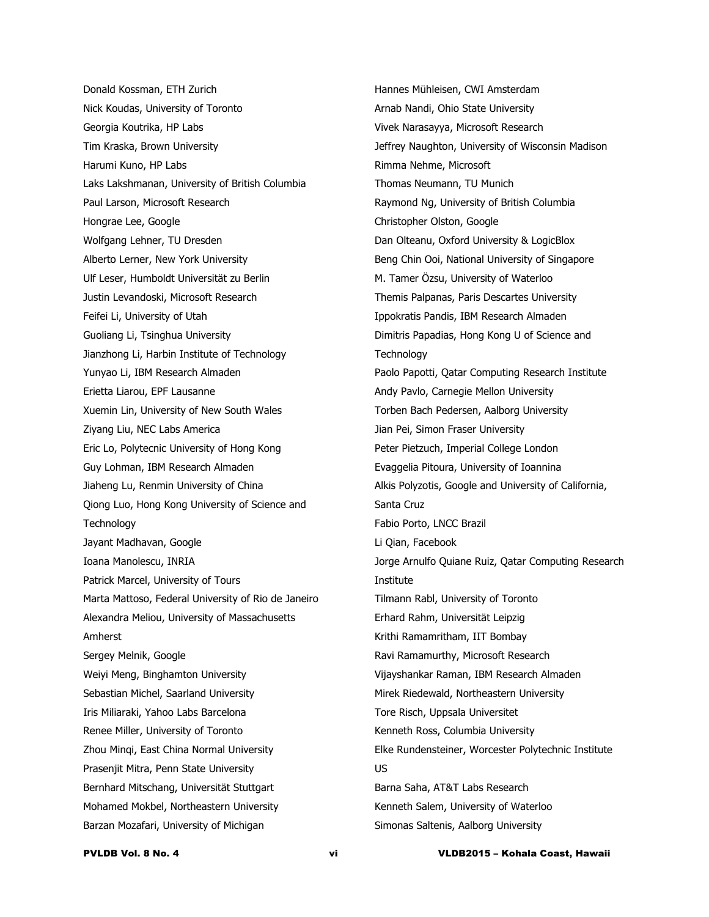Donald Kossman, ETH Zurich

Nick Koudas, University of Toronto

Georgia Koutrika, HP Labs

Tim Kraska, Brown University

Harumi Kuno, HP Labs

Laks Lakshmanan, University of British Columbia

Paul Larson, Microsoft Research

Hongrae Lee, Google

Wolfgang Lehner, TU Dresden

Alberto Lerner, New York University

Ulf Leser, Humboldt Universität zu Berlin

Justin Levandoski, Microsoft Research

Feifei Li, University of Utah

Guoliang Li, Tsinghua University

Jianzhong Li, Harbin Institute of Technology

Yunyao Li, IBM Research Almaden

Erietta Liarou, EPF Lausanne

Xuemin Lin, University of New South Wales

Ziyang Liu, NEC Labs America

Eric Lo, Polytecnic University of Hong Kong

Guy Lohman, IBM Research Almaden

Jiaheng Lu, Renmin University of China

Qiong Luo, Hong Kong University of Science and Technology

Jayant Madhavan, Google

Ioana Manolescu, INRIA

Patrick Marcel, University of Tours

Marta Mattoso, Federal University of Rio de Janeiro

Alexandra Meliou, University of Massachusetts Amherst

Sergey Melnik, Google

Weiyi Meng, Binghamton University

Sebastian Michel, Saarland University

Iris Miliaraki, Yahoo Labs Barcelona

Renee Miller, University of Toronto

Zhou Minqi, East China Normal University

Prasenjit Mitra, Penn State University

Bernhard Mitschang, Universität Stuttgart

Mohamed Mokbel, Northeastern University

Barzan Mozafari, University of Michigan

Hannes Mühleisen, CWI Amsterdam

Arnab Nandi, Ohio State University

Vivek Narasayya, Microsoft Research

Jeffrey Naughton, University of Wisconsin Madison

Rimma Nehme, Microsoft

Thomas Neumann, TU Munich

Raymond Ng, University of British Columbia

Christopher Olston, Google

Dan Olteanu, Oxford University & LogicBlox

Beng Chin Ooi, National University of Singapore

M. Tamer Özsu, University of Waterloo

Themis Palpanas, Paris Descartes University

Ippokratis Pandis, IBM Research Almaden

Dimitris Papadias, Hong Kong U of Science and Technology

Paolo Papotti, Qatar Computing Research Institute

Andy Pavlo, Carnegie Mellon University

Torben Bach Pedersen, Aalborg University

Jian Pei, Simon Fraser University

Peter Pietzuch, Imperial College London

Evaggelia Pitoura, University of Ioannina

Alkis Polyzotis, Google and University of California, Santa Cruz

Fabio Porto, LNCC Brazil

Li Qian, Facebook

Jorge Arnulfo Quiane Ruiz, Qatar Computing Research Institute

Tilmann Rabl, University of Toronto

Erhard Rahm, Universität Leipzig

Krithi Ramamritham, IIT Bombay

Ravi Ramamurthy, Microsoft Research

Vijayshankar Raman, IBM Research Almaden

Mirek Riedewald, Northeastern University

Tore Risch, Uppsala Universitet

Kenneth Ross, Columbia University

Elke Rundensteiner, Worcester Polytechnic Institute US

Barna Saha, AT&T Labs Research

Kenneth Salem, University of Waterloo

Simonas Saltenis, Aalborg University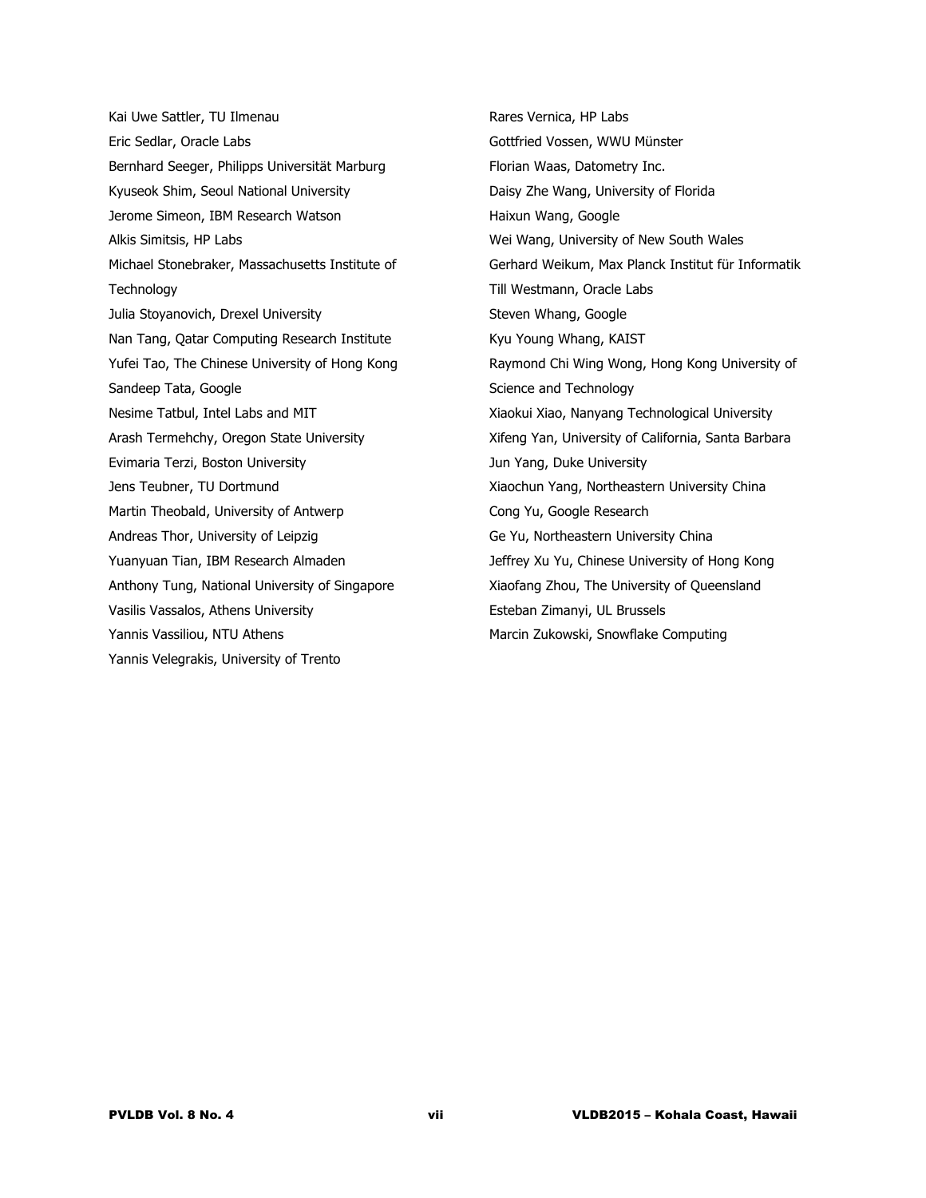Kai Uwe Sattler, TU Ilmenau
Eric Sedlar, Oracle Labs
Bernhard Seeger, Philipps Universität Marburg
Kyuseok Shim, Seoul National University
Jerome Simeon, IBM Research Watson
Alkis Simitsis, HP Labs
Michael Stonebraker, Massachusetts Institute of Technology
Julia Stoyanovich, Drexel University
Nan Tang, Qatar Computing Research Institute
Yufei Tao, The Chinese University of Hong Kong
Sandeep Tata, Google
Nesime Tatbul, Intel Labs and MIT
Arash Termehchy, Oregon State University
Evimaria Terzi, Boston University
Jens Teubner, TU Dortmund
Martin Theobald, University of Antwerp
Andreas Thor, University of Leipzig
Yuanyuan Tian, IBM Research Almaden
Anthony Tung, National University of Singapore
Vasilis Vassalos, Athens University
Yannis Vassiliou, NTU Athens
Yannis Velegrakis, University of Trento
Rares Vernica, HP Labs
Gottfried Vossen, WWU Münster
Florian Waas, Datometry Inc.
Daisy Zhe Wang, University of Florida
Haixun Wang, Google
Wei Wang, University of New South Wales
Gerhard Weikum, Max Planck Institut für Informatik
Till Westmann, Oracle Labs
Steven Whang, Google
Kyu Young Whang, KAIST
Raymond Chi Wing Wong, Hong Kong University of Science and Technology
Xiaokui Xiao, Nanyang Technological University
Xifeng Yan, University of California, Santa Barbara
Jun Yang, Duke University
Xiaochun Yang, Northeastern University China
Cong Yu, Google Research
Ge Yu, Northeastern University China
Jeffrey Xu Yu, Chinese University of Hong Kong
Xiaofang Zhou, The University of Queensland
Esteban Zimanyi, UL Brussels
Marcin Zukowski, Snowflake Computing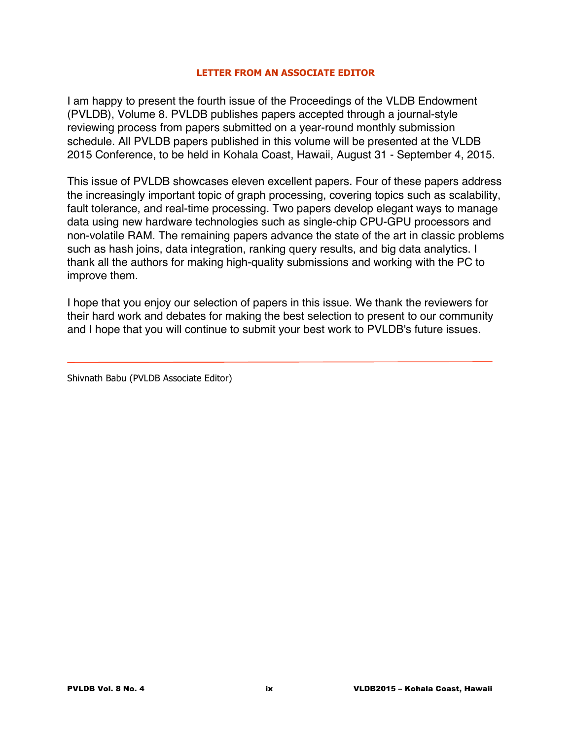## LETTER FROM AN ASSOCIATE EDITOR

I am happy to present the fourth issue of the Proceedings of the VLDB Endowment (PVLDB), Volume 8. PVLDB publishes papers accepted through a journal-style reviewing process from papers submitted on a year-round monthly submission schedule. All PVLDB papers published in this volume will be presented at the VLDB 2015 Conference, to be held in Kohala Coast, Hawaii, August 31 - September 4, 2015.

This issue of PVLDB showcases eleven excellent papers. Four of these papers address the increasingly important topic of graph processing, covering topics such as scalability, fault tolerance, and real-time processing. Two papers develop elegant ways to manage data using new hardware technologies such as single-chip CPU-GPU processors and non-volatile RAM. The remaining papers advance the state of the art in classic problems such as hash joins, data integration, ranking query results, and big data analytics. I thank all the authors for making high-quality submissions and working with the PC to improve them.

I hope that you enjoy our selection of papers in this issue. We thank the reviewers for their hard work and debates for making the best selection to present to our community and I hope that you will continue to submit your best work to PVLDB's future issues.

---

Shivnath Babu (PVLDB Associate Editor)